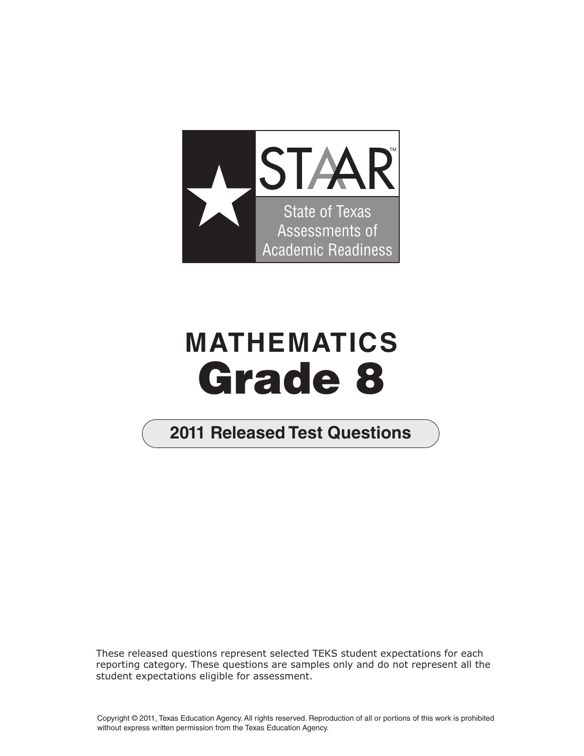STAAR™

State of Texas Assessments of Academic Readiness

# MATHEMATICS
# Grade 8

## 2011 Released Test Questions

These released questions represent selected TEKS student expectations for each reporting category. These questions are samples only and do not represent all the student expectations eligible for assessment.

Copyright © 2011, Texas Education Agency. All rights reserved. Reproduction of all or portions of this work is prohibited without express written permission from the Texas Education Agency.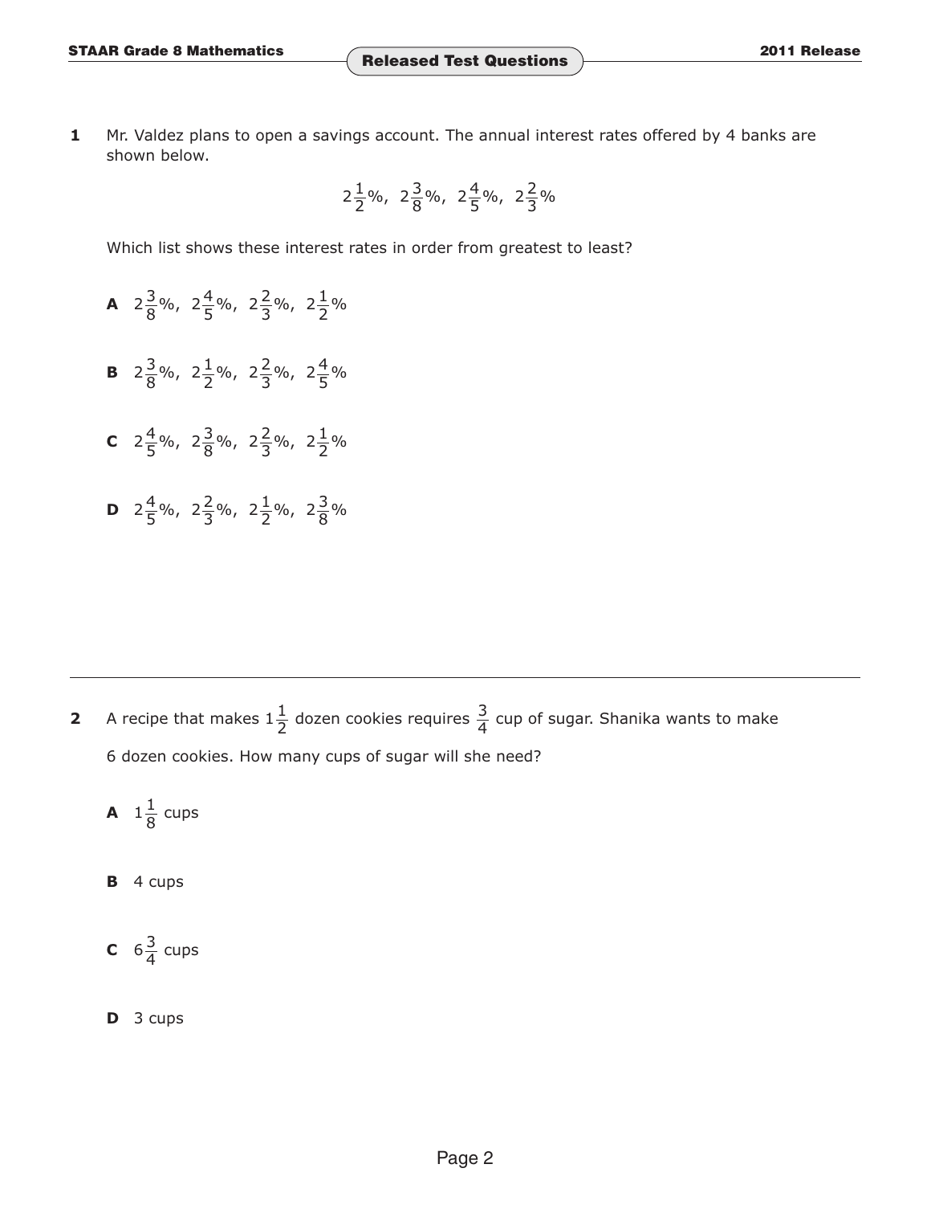**1** Mr. Valdez plans to open a savings account. The annual interest rates offered by 4 banks are shown below.

$$2\frac{1}{2}\%,\ 2\frac{3}{8}\%,\ 2\frac{4}{5}\%,\ 2\frac{2}{3}\%$$

Which list shows these interest rates in order from greatest to least?

**A** $2\frac{3}{8}\%,\ 2\frac{4}{5}\%,\ 2\frac{2}{3}\%,\ 2\frac{1}{2}\%$

**B** $2\frac{3}{8}\%,\ 2\frac{1}{2}\%,\ 2\frac{2}{3}\%,\ 2\frac{4}{5}\%$

**C** $2\frac{4}{5}\%,\ 2\frac{3}{8}\%,\ 2\frac{2}{3}\%,\ 2\frac{1}{2}\%$

**D** $2\frac{4}{5}\%,\ 2\frac{2}{3}\%,\ 2\frac{1}{2}\%,\ 2\frac{3}{8}\%$

---

**2** A recipe that makes $1\frac{1}{2}$ dozen cookies requires $\frac{3}{4}$ cup of sugar. Shanika wants to make 6 dozen cookies. How many cups of sugar will she need?

**A** $1\frac{1}{8}$ cups

**B** 4 cups

**C** $6\frac{3}{4}$ cups

**D** 3 cups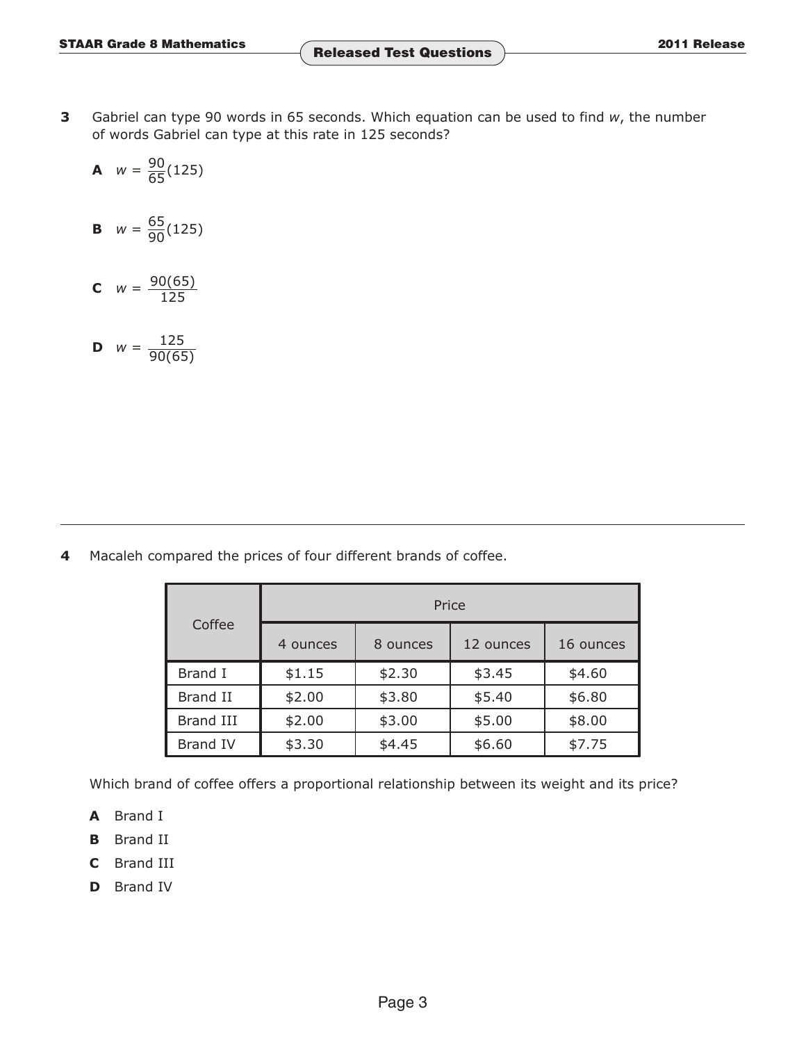**3** Gabriel can type 90 words in 65 seconds. Which equation can be used to find $w$, the number of words Gabriel can type at this rate in 125 seconds?

**A** $w = \frac{90}{65}(125)$

**B** $w = \frac{65}{90}(125)$

**C** $w = \frac{90(65)}{125}$

**D** $w = \frac{125}{90(65)}$

---

**4** Macaleh compared the prices of four different brands of coffee.

| Coffee | Price | | | |
|---|---|---|---|---|
| | 4 ounces | 8 ounces | 12 ounces | 16 ounces |
| Brand I | $1.15 | $2.30 | $3.45 | $4.60 |
| Brand II | $2.00 | $3.80 | $5.40 | $6.80 |
| Brand III | $2.00 | $3.00 | $5.00 | $8.00 |
| Brand IV | $3.30 | $4.45 | $6.60 | $7.75 |

Which brand of coffee offers a proportional relationship between its weight and its price?

**A** Brand I

**B** Brand II

**C** Brand III

**D** Brand IV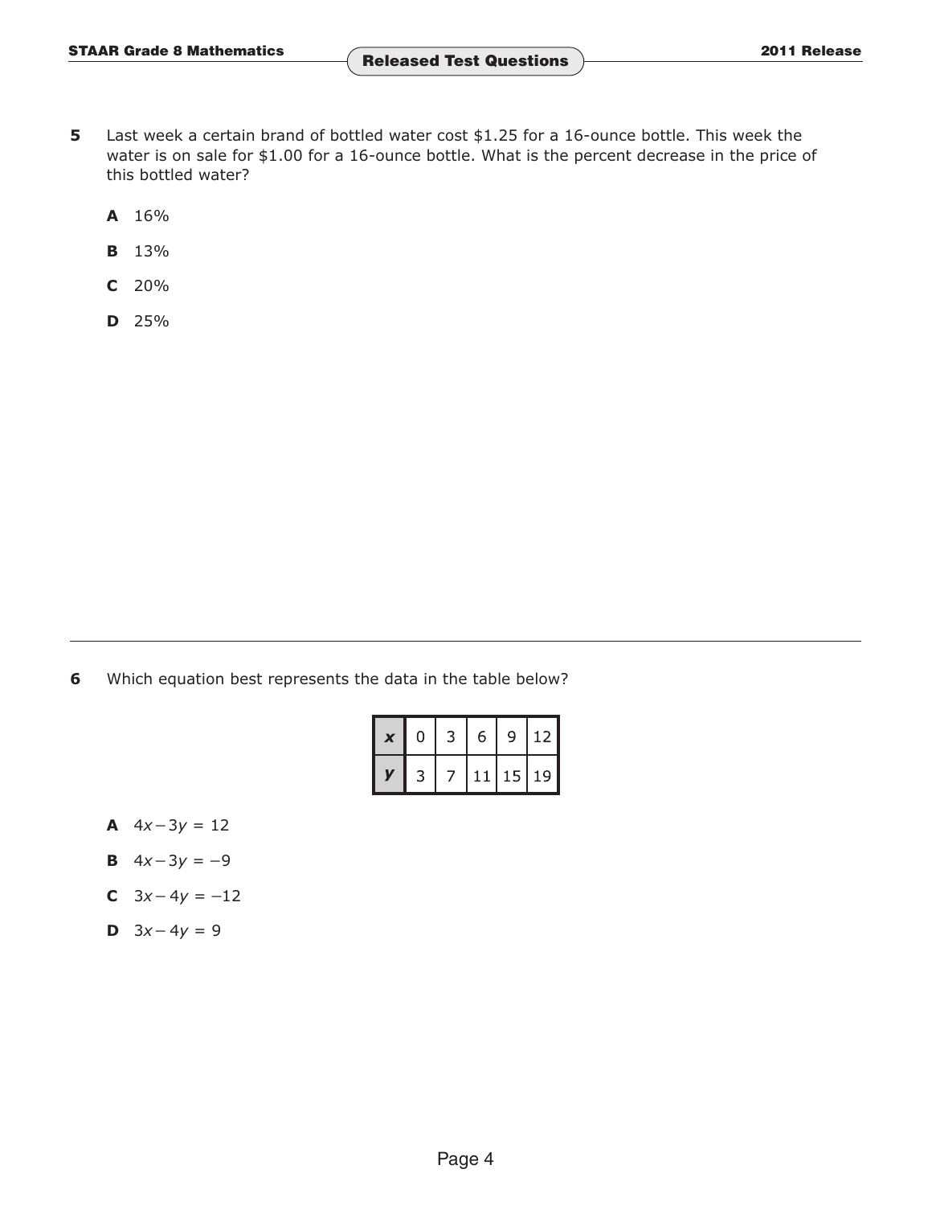**5** Last week a certain brand of bottled water cost \$1.25 for a 16-ounce bottle. This week the water is on sale for \$1.00 for a 16-ounce bottle. What is the percent decrease in the price of this bottled water?

**A** 16%

**B** 13%

**C** 20%

**D** 25%

---

**6** Which equation best represents the data in the table below?

| $x$ | 0 | 3 | 6 | 9 | 12 |
|---|---|---|---|---|---|
| $y$ | 3 | 7 | 11 | 15 | 19 |

**A** $4x - 3y = 12$

**B** $4x - 3y = -9$

**C** $3x - 4y = -12$

**D** $3x - 4y = 9$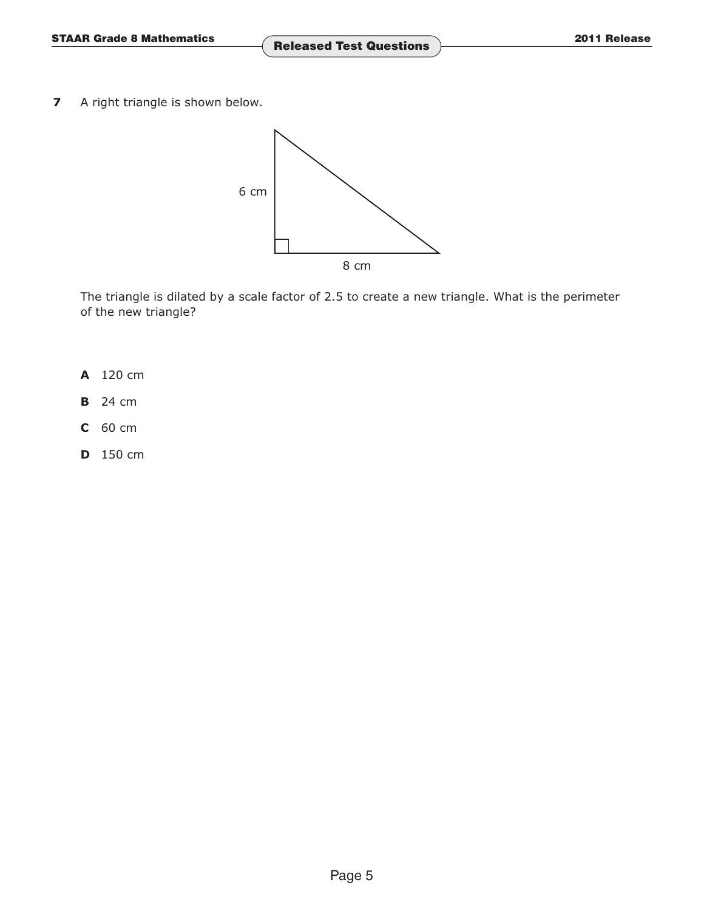**7** A right triangle is shown below.

6 cm

8 cm

The triangle is dilated by a scale factor of 2.5 to create a new triangle. What is the perimeter of the new triangle?

**A** 120 cm

**B** 24 cm

**C** 60 cm

**D** 150 cm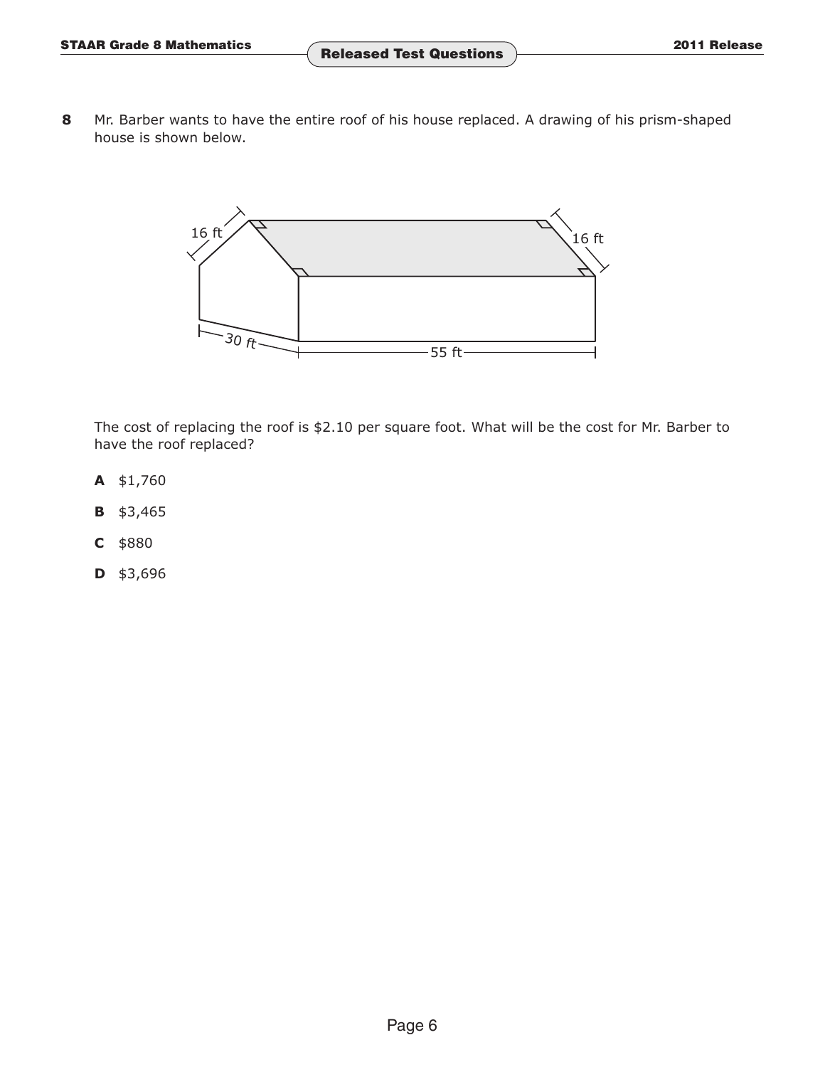**8** Mr. Barber wants to have the entire roof of his house replaced. A drawing of his prism-shaped house is shown below.

16 ft

16 ft

30 ft

55 ft

The cost of replacing the roof is \$2.10 per square foot. What will be the cost for Mr. Barber to have the roof replaced?

**A** \$1,760

**B** \$3,465

**C** \$880

**D** \$3,696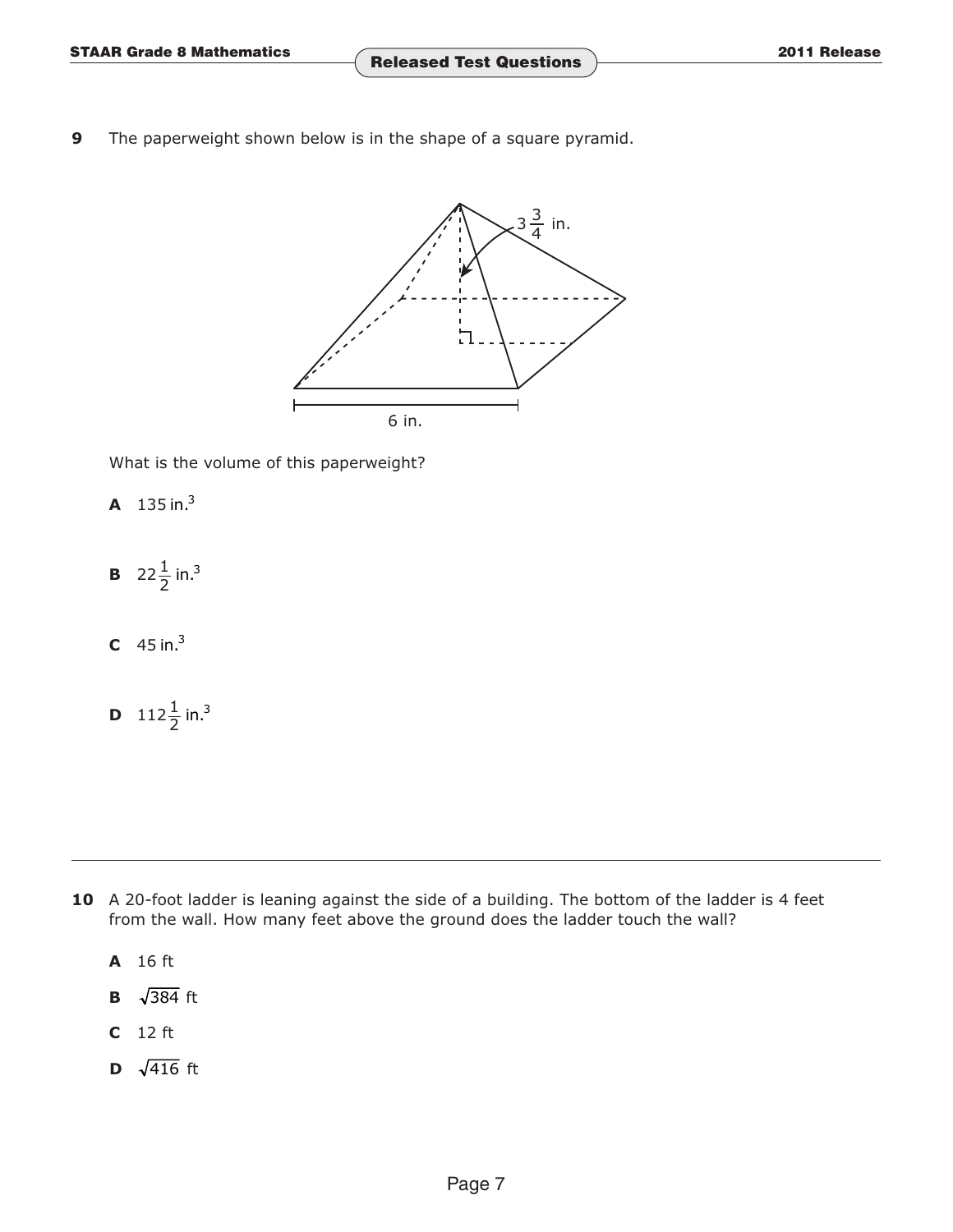**9** The paperweight shown below is in the shape of a square pyramid.

$3\frac{3}{4}$ in.

6 in.

What is the volume of this paperweight?

**A** 135 in.$^3$

**B** $22\frac{1}{2}$ in.$^3$

**C** 45 in.$^3$

**D** $112\frac{1}{2}$ in.$^3$

---

**10** A 20-foot ladder is leaning against the side of a building. The bottom of the ladder is 4 feet from the wall. How many feet above the ground does the ladder touch the wall?

**A** 16 ft

**B** $\sqrt{384}$ ft

**C** 12 ft

**D** $\sqrt{416}$ ft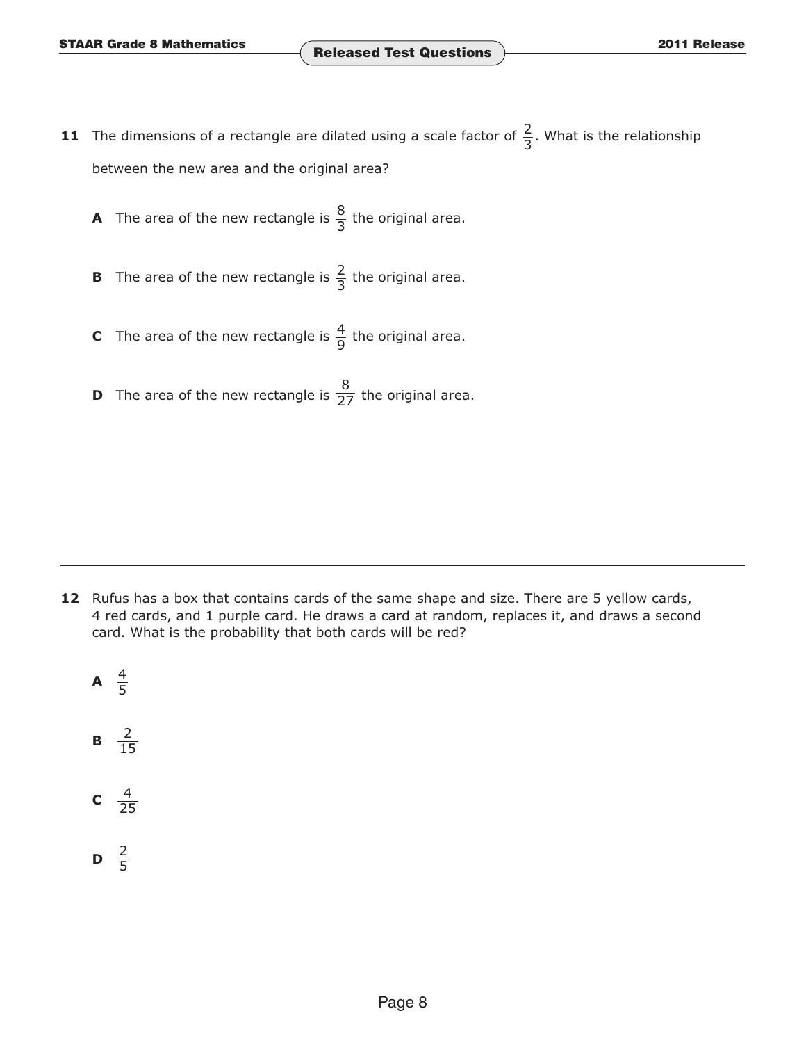**11** The dimensions of a rectangle are dilated using a scale factor of $\frac{2}{3}$. What is the relationship between the new area and the original area?

**A** The area of the new rectangle is $\frac{8}{3}$ the original area.

**B** The area of the new rectangle is $\frac{2}{3}$ the original area.

**C** The area of the new rectangle is $\frac{4}{9}$ the original area.

**D** The area of the new rectangle is $\frac{8}{27}$ the original area.

---

**12** Rufus has a box that contains cards of the same shape and size. There are 5 yellow cards, 4 red cards, and 1 purple card. He draws a card at random, replaces it, and draws a second card. What is the probability that both cards will be red?

**A** $\frac{4}{5}$

**B** $\frac{2}{15}$

**C** $\frac{4}{25}$

**D** $\frac{2}{5}$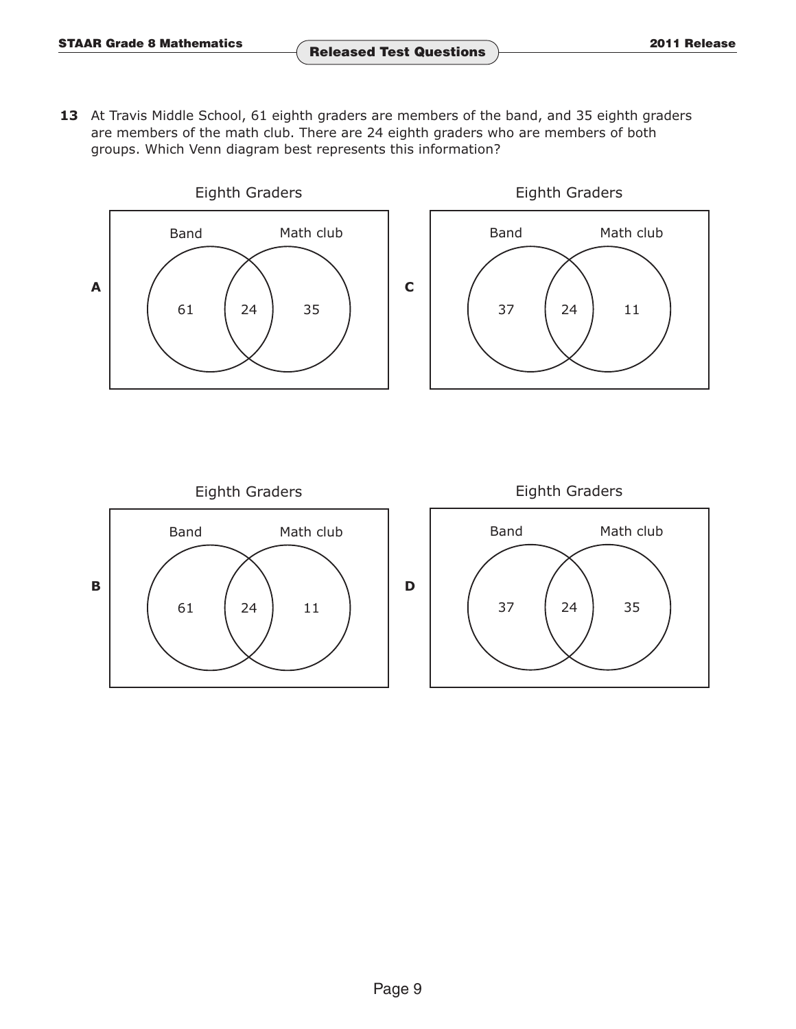**13** At Travis Middle School, 61 eighth graders are members of the band, and 35 eighth graders are members of the math club. There are 24 eighth graders who are members of both groups. Which Venn diagram best represents this information?

**A**

Eighth Graders

Band: 61 | Both: 24 | Math club: 35

**B**

Eighth Graders

Band: 61 | Both: 24 | Math club: 11

**C**

Eighth Graders

Band: 37 | Both: 24 | Math club: 11

**D**

Eighth Graders

Band: 37 | Both: 24 | Math club: 35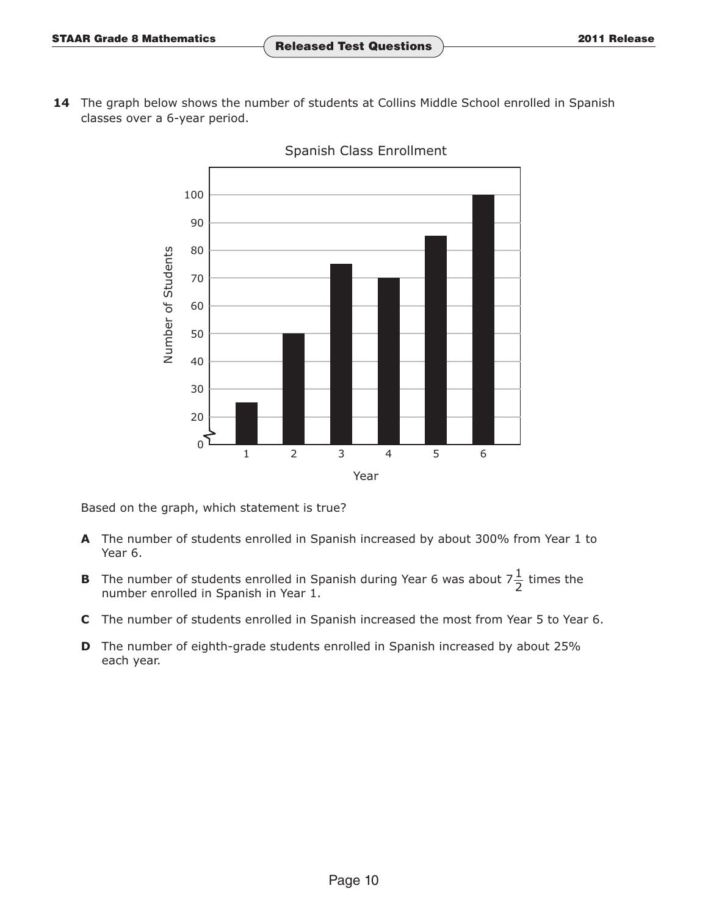**14** The graph below shows the number of students at Collins Middle School enrolled in Spanish classes over a 6-year period.

Spanish Class Enrollment

Based on the graph, which statement is true?

**A** The number of students enrolled in Spanish increased by about 300% from Year 1 to Year 6.

**B** The number of students enrolled in Spanish during Year 6 was about $7\frac{1}{2}$ times the number enrolled in Spanish in Year 1.

**C** The number of students enrolled in Spanish increased the most from Year 5 to Year 6.

**D** The number of eighth-grade students enrolled in Spanish increased by about 25% each year.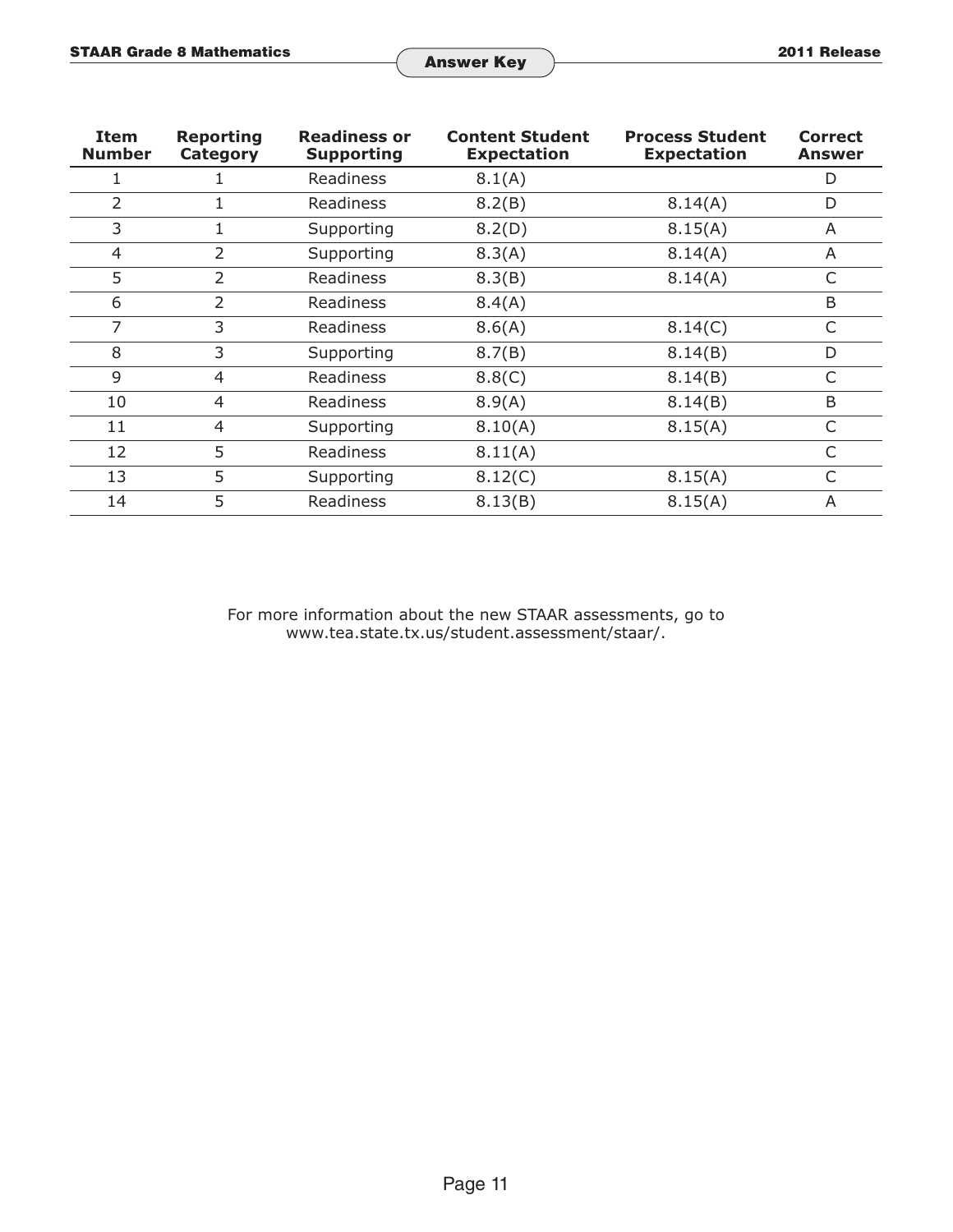| Item Number | Reporting Category | Readiness or Supporting | Content Student Expectation | Process Student Expectation | Correct Answer |
|---|---|---|---|---|---|
| 1 | 1 | Readiness | 8.1(A) | | D |
| 2 | 1 | Readiness | 8.2(B) | 8.14(A) | D |
| 3 | 1 | Supporting | 8.2(D) | 8.15(A) | A |
| 4 | 2 | Supporting | 8.3(A) | 8.14(A) | A |
| 5 | 2 | Readiness | 8.3(B) | 8.14(A) | C |
| 6 | 2 | Readiness | 8.4(A) | | B |
| 7 | 3 | Readiness | 8.6(A) | 8.14(C) | C |
| 8 | 3 | Supporting | 8.7(B) | 8.14(B) | D |
| 9 | 4 | Readiness | 8.8(C) | 8.14(B) | C |
| 10 | 4 | Readiness | 8.9(A) | 8.14(B) | B |
| 11 | 4 | Supporting | 8.10(A) | 8.15(A) | C |
| 12 | 5 | Readiness | 8.11(A) | | C |
| 13 | 5 | Supporting | 8.12(C) | 8.15(A) | C |
| 14 | 5 | Readiness | 8.13(B) | 8.15(A) | A |

For more information about the new STAAR assessments, go to www.tea.state.tx.us/student.assessment/staar/.